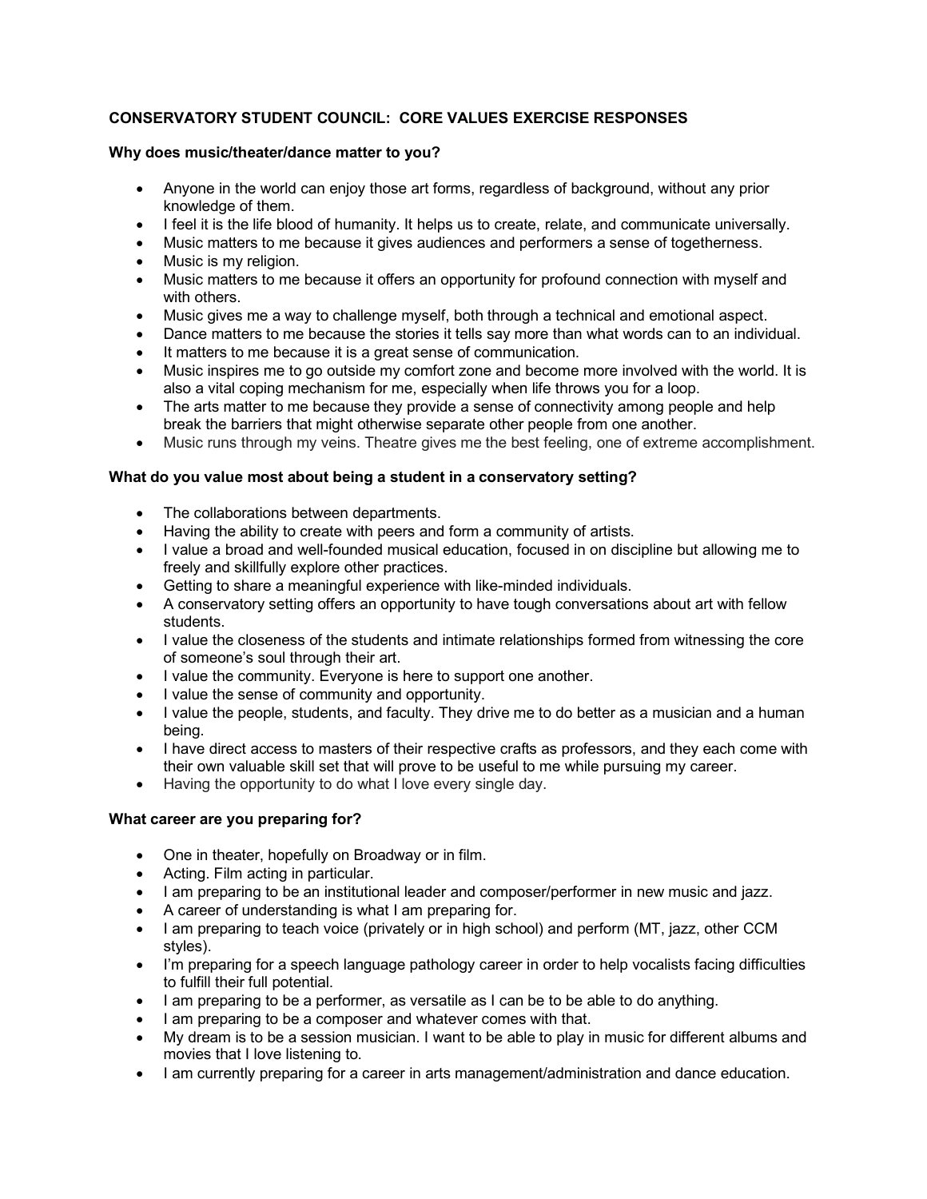# CONSERVATORY STUDENT COUNCIL: CORE VALUES EXERCISE RESPONSES

### Why does music/theater/dance matter to you?

- Anyone in the world can enjoy those art forms, regardless of background, without any prior knowledge of them.
- I feel it is the life blood of humanity. It helps us to create, relate, and communicate universally.
- Music matters to me because it gives audiences and performers a sense of togetherness.
- Music is my religion.
- Music matters to me because it offers an opportunity for profound connection with myself and with others.
- Music gives me a way to challenge myself, both through a technical and emotional aspect.
- Dance matters to me because the stories it tells say more than what words can to an individual.
- It matters to me because it is a great sense of communication.
- Music inspires me to go outside my comfort zone and become more involved with the world. It is also a vital coping mechanism for me, especially when life throws you for a loop.
- The arts matter to me because they provide a sense of connectivity among people and help break the barriers that might otherwise separate other people from one another.
- Music runs through my veins. Theatre gives me the best feeling, one of extreme accomplishment.

### What do you value most about being a student in a conservatory setting?

- The collaborations between departments.
- Having the ability to create with peers and form a community of artists.
- I value a broad and well-founded musical education, focused in on discipline but allowing me to freely and skillfully explore other practices.
- Getting to share a meaningful experience with like-minded individuals.
- A conservatory setting offers an opportunity to have tough conversations about art with fellow students.
- I value the closeness of the students and intimate relationships formed from witnessing the core of someone's soul through their art.
- I value the community. Everyone is here to support one another.
- I value the sense of community and opportunity.
- I value the people, students, and faculty. They drive me to do better as a musician and a human being.
- I have direct access to masters of their respective crafts as professors, and they each come with their own valuable skill set that will prove to be useful to me while pursuing my career.
- Having the opportunity to do what I love every single day.

### What career are you preparing for?

- One in theater, hopefully on Broadway or in film.
- Acting. Film acting in particular.
- I am preparing to be an institutional leader and composer/performer in new music and jazz.
- A career of understanding is what I am preparing for.
- I am preparing to teach voice (privately or in high school) and perform (MT, jazz, other CCM styles).
- I'm preparing for a speech language pathology career in order to help vocalists facing difficulties to fulfill their full potential.
- I am preparing to be a performer, as versatile as I can be to be able to do anything.
- I am preparing to be a composer and whatever comes with that.
- My dream is to be a session musician. I want to be able to play in music for different albums and movies that I love listening to.
- I am currently preparing for a career in arts management/administration and dance education.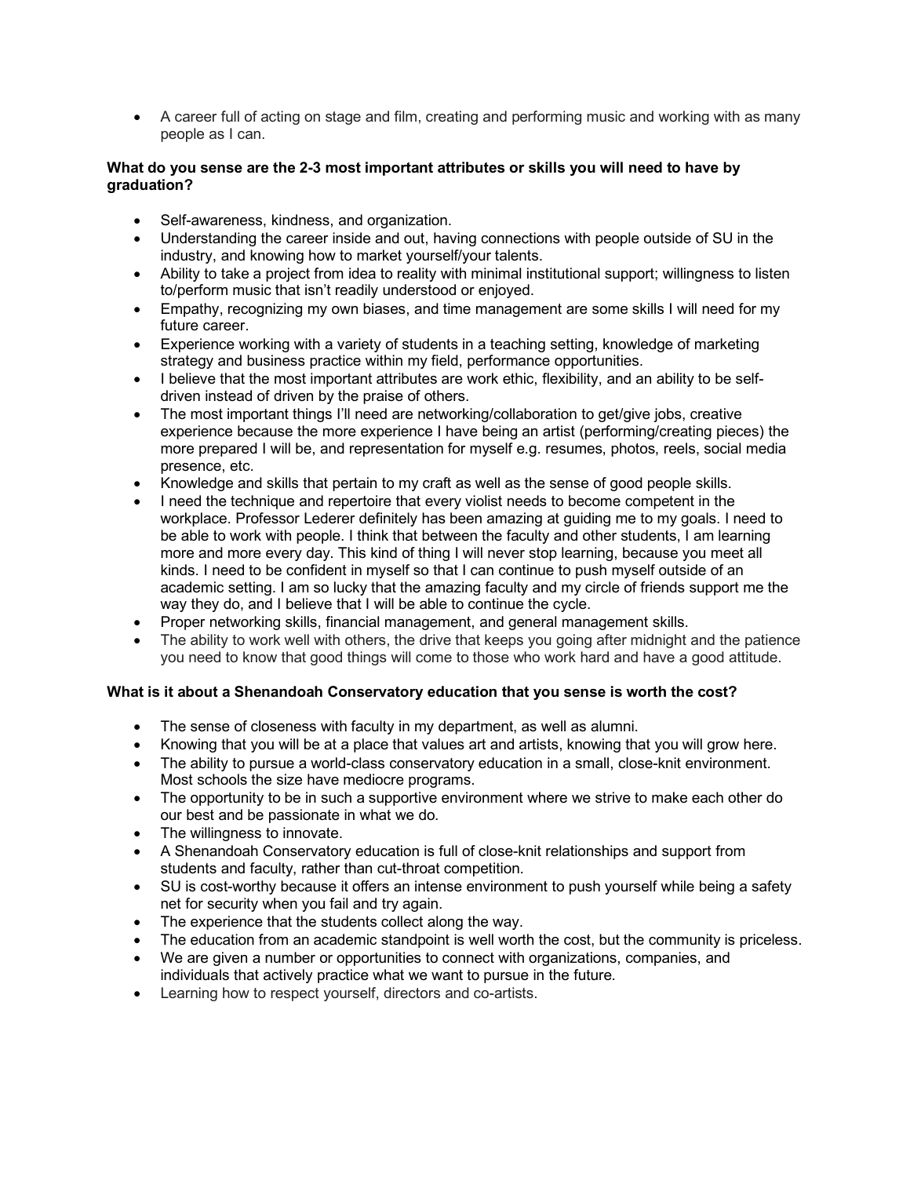- A career full of acting on stage and film, creating and performing music and working with as many people as I can.

**What do you sense are the 2-3 most important attributes or skills you will need to have by graduation?**

- Self-awareness, kindness, and organization.
- Understanding the career inside and out, having connections with people outside of SU in the industry, and knowing how to market yourself/your talents.
- Ability to take a project from idea to reality with minimal institutional support; willingness to listen to/perform music that isn't readily understood or enjoyed.
- Empathy, recognizing my own biases, and time management are some skills I will need for my future career.
- Experience working with a variety of students in a teaching setting, knowledge of marketing strategy and business practice within my field, performance opportunities.
- I believe that the most important attributes are work ethic, flexibility, and an ability to be self-driven instead of driven by the praise of others.
- The most important things I'll need are networking/collaboration to get/give jobs, creative experience because the more experience I have being an artist (performing/creating pieces) the more prepared I will be, and representation for myself e.g. resumes, photos, reels, social media presence, etc.
- Knowledge and skills that pertain to my craft as well as the sense of good people skills.
- I need the technique and repertoire that every violist needs to become competent in the workplace. Professor Lederer definitely has been amazing at guiding me to my goals. I need to be able to work with people. I think that between the faculty and other students, I am learning more and more every day. This kind of thing I will never stop learning, because you meet all kinds. I need to be confident in myself so that I can continue to push myself outside of an academic setting. I am so lucky that the amazing faculty and my circle of friends support me the way they do, and I believe that I will be able to continue the cycle.
- Proper networking skills, financial management, and general management skills.
- The ability to work well with others, the drive that keeps you going after midnight and the patience you need to know that good things will come to those who work hard and have a good attitude.

**What is it about a Shenandoah Conservatory education that you sense is worth the cost?**

- The sense of closeness with faculty in my department, as well as alumni.
- Knowing that you will be at a place that values art and artists, knowing that you will grow here.
- The ability to pursue a world-class conservatory education in a small, close-knit environment. Most schools the size have mediocre programs.
- The opportunity to be in such a supportive environment where we strive to make each other do our best and be passionate in what we do.
- The willingness to innovate.
- A Shenandoah Conservatory education is full of close-knit relationships and support from students and faculty, rather than cut-throat competition.
- SU is cost-worthy because it offers an intense environment to push yourself while being a safety net for security when you fail and try again.
- The experience that the students collect along the way.
- The education from an academic standpoint is well worth the cost, but the community is priceless.
- We are given a number or opportunities to connect with organizations, companies, and individuals that actively practice what we want to pursue in the future.
- Learning how to respect yourself, directors and co-artists.